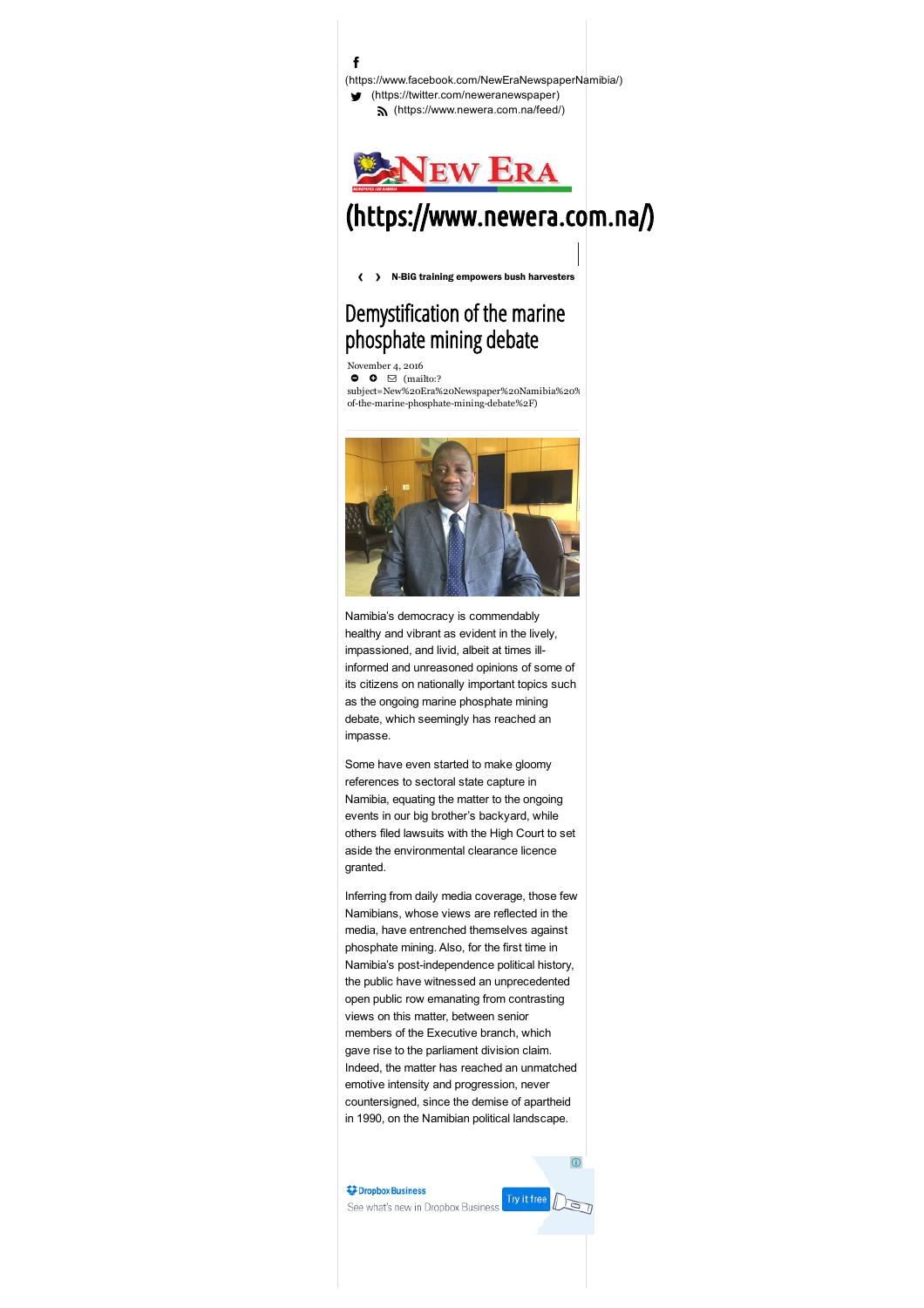(https://www.facebook.com/NewEraNewspaperNamibia/)
(https://twitter.com/neweranewspaper)
(https://www.newera.com.na/feed/)

(https://www.newera.com.na/)

N-BiG training empowers bush harvesters

# Demystification of the marine phosphate mining debate

November 4, 2016

(mailto:?subject=New%20Era%20Newspaper%20Namibia%20% of-the-marine-phosphate-mining-debate%2F)

Namibia's democracy is commendably healthy and vibrant as evident in the lively, impassioned, and livid, albeit at times ill-informed and unreasoned opinions of some of its citizens on nationally important topics such as the ongoing marine phosphate mining debate, which seemingly has reached an impasse.

Some have even started to make gloomy references to sectoral state capture in Namibia, equating the matter to the ongoing events in our big brother's backyard, while others filed lawsuits with the High Court to set aside the environmental clearance licence granted.

Inferring from daily media coverage, those few Namibians, whose views are reflected in the media, have entrenched themselves against phosphate mining. Also, for the first time in Namibia's post-independence political history, the public have witnessed an unprecedented open public row emanating from contrasting views on this matter, between senior members of the Executive branch, which gave rise to the parliament division claim. Indeed, the matter has reached an unmatched emotive intensity and progression, never countersigned, since the demise of apartheid in 1990, on the Namibian political landscape.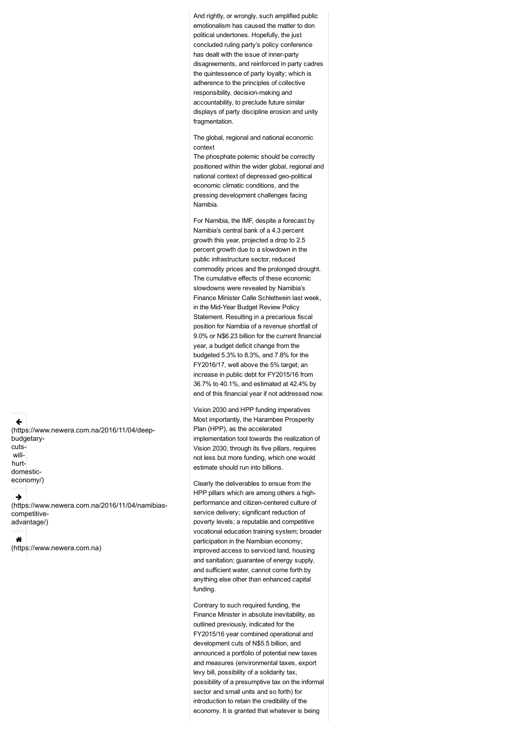And rightly, or wrongly, such amplified public emotionalism has caused the matter to don political undertones. Hopefully, the just concluded ruling party's policy conference has dealt with the issue of inner-party disagreements, and reinforced in party cadres the quintessence of party loyalty; which is adherence to the principles of collective responsibility, decision-making and accountability, to preclude future similar displays of party discipline erosion and unity fragmentation.

The global, regional and national economic context

The phosphate polemic should be correctly positioned within the wider global, regional and national context of depressed geo-political economic climatic conditions, and the pressing development challenges facing Namibia.

For Namibia, the IMF, despite a forecast by Namibia's central bank of a 4.3 percent growth this year, projected a drop to 2.5 percent growth due to a slowdown in the public infrastructure sector, reduced commodity prices and the prolonged drought. The cumulative effects of these economic slowdowns were revealed by Namibia's Finance Minister Calle Schlettwein last week, in the Mid-Year Budget Review Policy Statement. Resulting in a precarious fiscal position for Namibia of a revenue shortfall of 9.0% or N$6.23 billion for the current financial year, a budget deficit change from the budgeted 5.3% to 8.3%, and 7.8% for the FY2016/17, well above the 5% target; an increase in public debt for FY2015/16 from 36.7% to 40.1%, and estimated at 42.4% by end of this financial year if not addressed now.

Vision 2030 and HPP funding imperatives

Most importantly, the Harambee Prosperity Plan (HPP), as the accelerated implementation tool towards the realization of Vision 2030, through its five pillars, requires not less but more funding, which one would estimate should run into billions.

Clearly the deliverables to ensue from the HPP pillars which are among others a high-performance and citizen-centered culture of service delivery; significant reduction of poverty levels; a reputable and competitive vocational education training system; broader participation in the Namibian economy; improved access to serviced land, housing and sanitation; guarantee of energy supply, and sufficient water, cannot come forth by anything else other than enhanced capital funding.

Contrary to such required funding, the Finance Minister in absolute inevitability, as outlined previously, indicated for the FY2015/16 year combined operational and development cuts of N$5.5 billion, and announced a portfolio of potential new taxes and measures (environmental taxes, export levy bill, possibility of a solidarity tax, possibility of a presumptive tax on the informal sector and small units and so forth) for introduction to retain the credibility of the economy. It is granted that whatever is being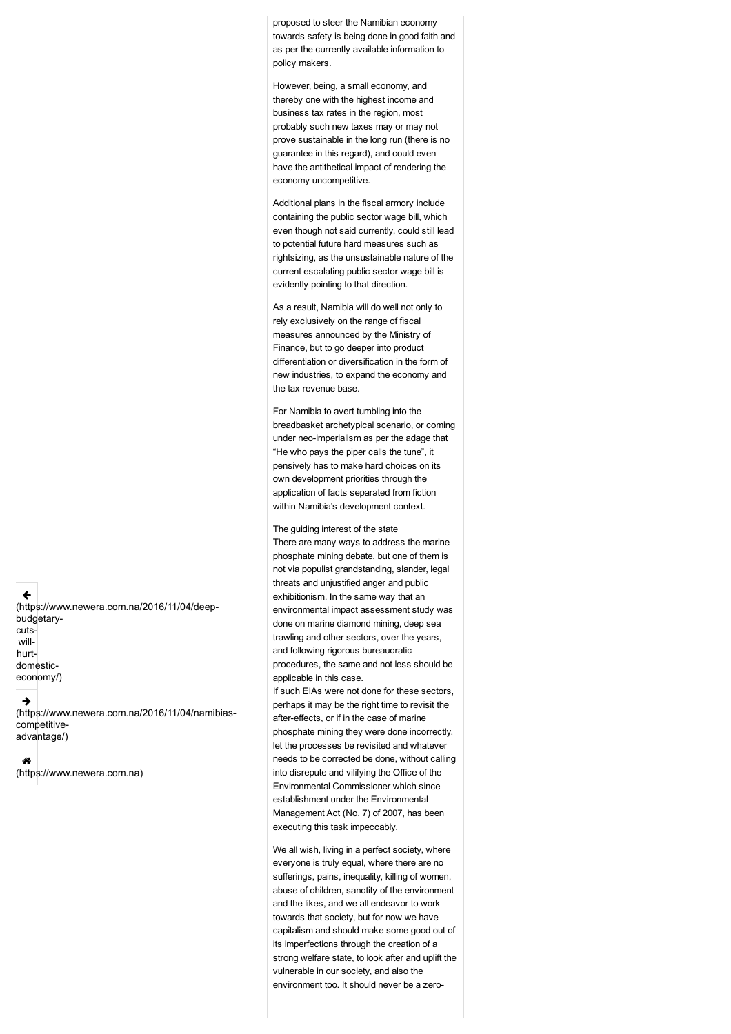proposed to steer the Namibian economy towards safety is being done in good faith and as per the currently available information to policy makers.

However, being, a small economy, and thereby one with the highest income and business tax rates in the region, most probably such new taxes may or may not prove sustainable in the long run (there is no guarantee in this regard), and could even have the antithetical impact of rendering the economy uncompetitive.

Additional plans in the fiscal armory include containing the public sector wage bill, which even though not said currently, could still lead to potential future hard measures such as rightsizing, as the unsustainable nature of the current escalating public sector wage bill is evidently pointing to that direction.

As a result, Namibia will do well not only to rely exclusively on the range of fiscal measures announced by the Ministry of Finance, but to go deeper into product differentiation or diversification in the form of new industries, to expand the economy and the tax revenue base.

For Namibia to avert tumbling into the breadbasket archetypical scenario, or coming under neo-imperialism as per the adage that "He who pays the piper calls the tune", it pensively has to make hard choices on its own development priorities through the application of facts separated from fiction within Namibia's development context.

The guiding interest of the state

There are many ways to address the marine phosphate mining debate, but one of them is not via populist grandstanding, slander, legal threats and unjustified anger and public exhibitionism. In the same way that an environmental impact assessment study was done on marine diamond mining, deep sea trawling and other sectors, over the years, and following rigorous bureaucratic procedures, the same and not less should be applicable in this case.

If such EIAs were not done for these sectors, perhaps it may be the right time to revisit the after-effects, or if in the case of marine phosphate mining they were done incorrectly, let the processes be revisited and whatever needs to be corrected be done, without calling into disrepute and vilifying the Office of the Environmental Commissioner which since establishment under the Environmental Management Act (No. 7) of 2007, has been executing this task impeccably.

We all wish, living in a perfect society, where everyone is truly equal, where there are no sufferings, pains, inequality, killing of women, abuse of children, sanctity of the environment and the likes, and we all endeavor to work towards that society, but for now we have capitalism and should make some good out of its imperfections through the creation of a strong welfare state, to look after and uplift the vulnerable in our society, and also the environment too. It should never be a zero-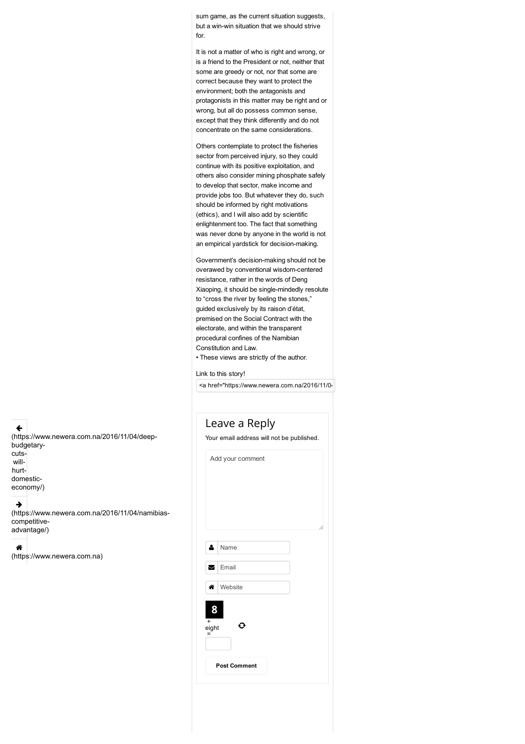sum game, as the current situation suggests, but a win-win situation that we should strive for.

It is not a matter of who is right and wrong, or is a friend to the President or not, neither that some are greedy or not, nor that some are correct because they want to protect the environment; both the antagonists and protagonists in this matter may be right and or wrong, but all do possess common sense, except that they think differently and do not concentrate on the same considerations.

Others contemplate to protect the fisheries sector from perceived injury, so they could continue with its positive exploitation, and others also consider mining phosphate safely to develop that sector, make income and provide jobs too. But whatever they do, such should be informed by right motivations (ethics), and I will also add by scientific enlightenment too. The fact that something was never done by anyone in the world is not an empirical yardstick for decision-making.

Government's decision-making should not be overawed by conventional wisdom-centered resistance, rather in the words of Deng Xiaoping, it should be single-mindedly resolute to "cross the river by feeling the stones," guided exclusively by its raison d'état, premised on the Social Contract with the electorate, and within the transparent procedural confines of the Namibian Constitution and Law.

• These views are strictly of the author.